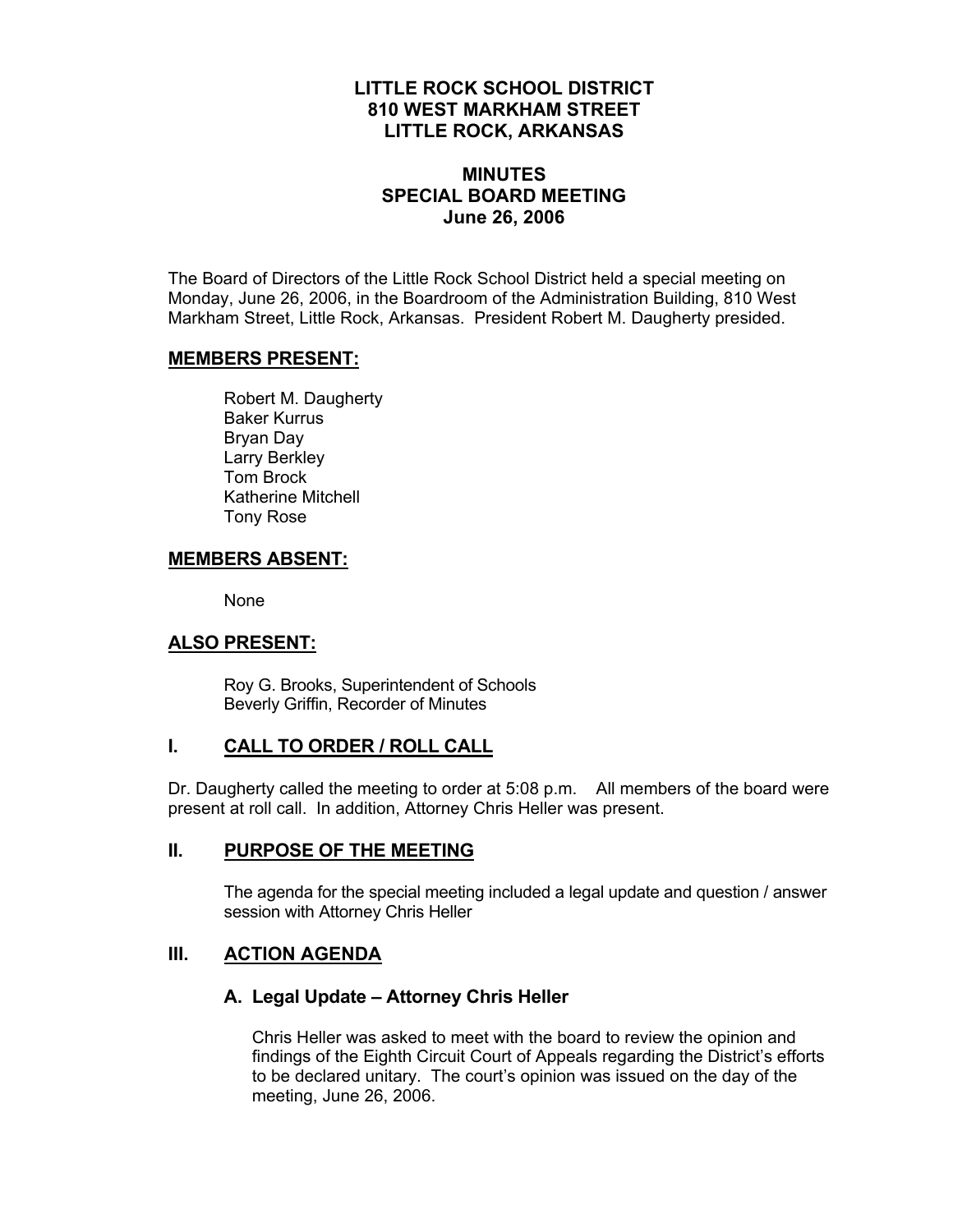# LITTLE ROCK SCHOOL DISTRICT
# 810 WEST MARKHAM STREET
# LITTLE ROCK, ARKANSAS

## MINUTES
## SPECIAL BOARD MEETING
## June 26, 2006

The Board of Directors of the Little Rock School District held a special meeting on Monday, June 26, 2006, in the Boardroom of the Administration Building, 810 West Markham Street, Little Rock, Arkansas. President Robert M. Daugherty presided.

### MEMBERS PRESENT:

Robert M. Daugherty
Baker Kurrus
Bryan Day
Larry Berkley
Tom Brock
Katherine Mitchell
Tony Rose

### MEMBERS ABSENT:

None

### ALSO PRESENT:

Roy G. Brooks, Superintendent of Schools
Beverly Griffin, Recorder of Minutes

### I. CALL TO ORDER / ROLL CALL

Dr. Daugherty called the meeting to order at 5:08 p.m. All members of the board were present at roll call. In addition, Attorney Chris Heller was present.

### II. PURPOSE OF THE MEETING

The agenda for the special meeting included a legal update and question / answer session with Attorney Chris Heller

### III. ACTION AGENDA

#### A. Legal Update – Attorney Chris Heller

Chris Heller was asked to meet with the board to review the opinion and findings of the Eighth Circuit Court of Appeals regarding the District's efforts to be declared unitary. The court's opinion was issued on the day of the meeting, June 26, 2006.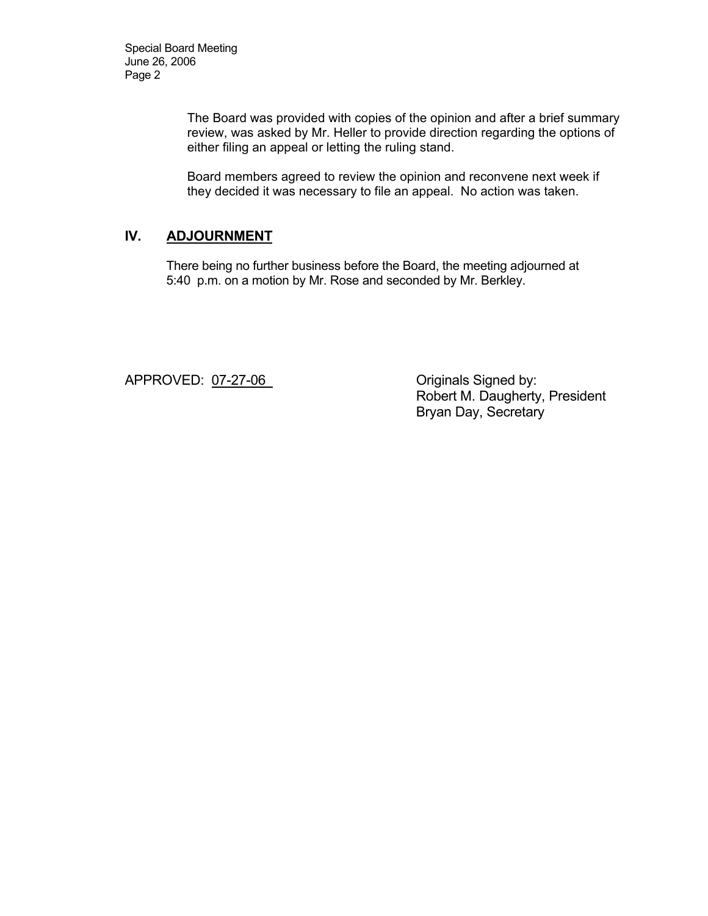The Board was provided with copies of the opinion and after a brief summary review, was asked by Mr. Heller to provide direction regarding the options of either filing an appeal or letting the ruling stand.

Board members agreed to review the opinion and reconvene next week if they decided it was necessary to file an appeal. No action was taken.

## IV. ADJOURNMENT

There being no further business before the Board, the meeting adjourned at 5:40 p.m. on a motion by Mr. Rose and seconded by Mr. Berkley.

APPROVED: 07-27-06

Originals Signed by:
Robert M. Daugherty, President
Bryan Day, Secretary